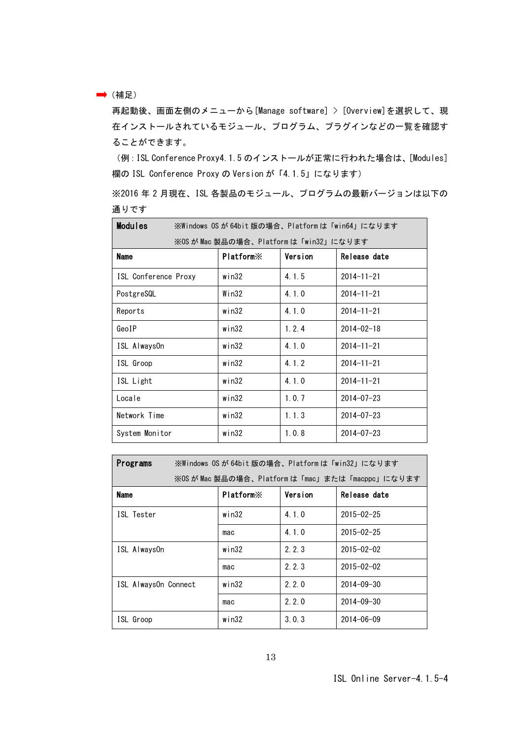➡ （補足）

再起動後、画面左側のメニューから[Manage software] > [Overview]を選択して、現在インストールされているモジュール、プログラム、プラグインなどの一覧を確認することができます。

（例：ISL Conference Proxy4.1.5 のインストールが正常に行われた場合は、[Modules]欄の ISL Conference Proxy の Version が「4.1.5」になります）

※2016 年 2 月現在、ISL 各製品のモジュール、プログラムの最新バージョンは以下の通りです

| **Modules** ※Windows OS が 64bit 版の場合、Platform は「win64」になります ※OS が Mac 製品の場合、Platform は「win32」になります | | | |
|---|---|---|---|
| **Name** | **Platform※** | **Version** | **Release date** |
| ISL Conference Proxy | win32 | 4.1.5 | 2014-11-21 |
| PostgreSQL | Win32 | 4.1.0 | 2014-11-21 |
| Reports | win32 | 4.1.0 | 2014-11-21 |
| GeoIP | win32 | 1.2.4 | 2014-02-18 |
| ISL AlwaysOn | win32 | 4.1.0 | 2014-11-21 |
| ISL Groop | win32 | 4.1.2 | 2014-11-21 |
| ISL Light | win32 | 4.1.0 | 2014-11-21 |
| Locale | win32 | 1.0.7 | 2014-07-23 |
| Network Time | win32 | 1.1.3 | 2014-07-23 |
| System Monitor | win32 | 1.0.8 | 2014-07-23 |

| **Programs** ※Windows OS が 64bit 版の場合、Platform は「win32」になります ※OS が Mac 製品の場合、Platform は「mac」または「macppc」になります | | | |
|---|---|---|---|
| **Name** | **Platform※** | **Version** | **Release date** |
| ISL Tester | win32 | 4.1.0 | 2015-02-25 |
| | mac | 4.1.0 | 2015-02-25 |
| ISL AlwaysOn | win32 | 2.2.3 | 2015-02-02 |
| | mac | 2.2.3 | 2015-02-02 |
| ISL AlwaysOn Connect | win32 | 2.2.0 | 2014-09-30 |
| | mac | 2.2.0 | 2014-09-30 |
| ISL Groop | win32 | 3.0.3 | 2014-06-09 |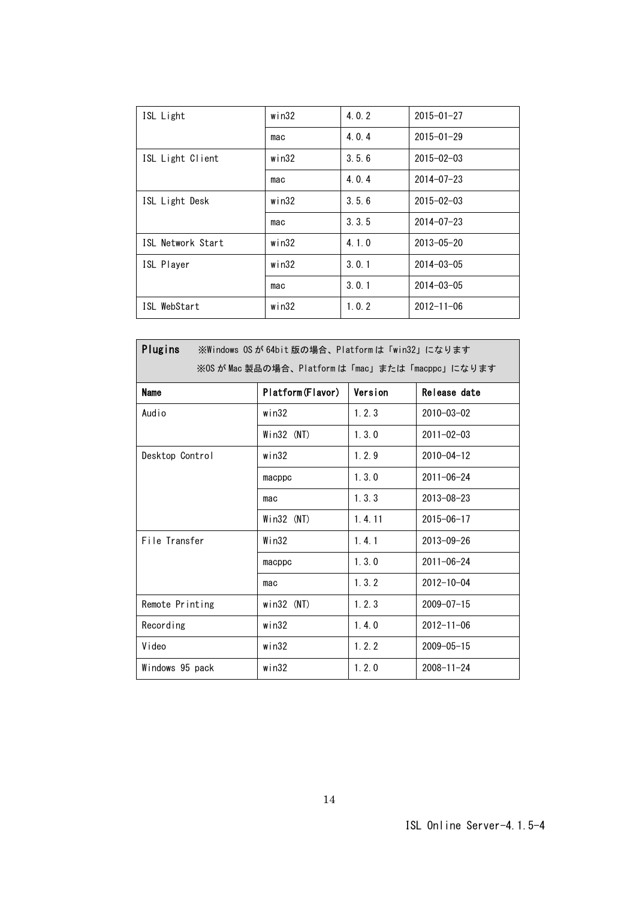| | | | |
|---|---|---|---|
| ISL Light | win32 | 4.0.2 | 2015-01-27 |
| | mac | 4.0.4 | 2015-01-29 |
| ISL Light Client | win32 | 3.5.6 | 2015-02-03 |
| | mac | 4.0.4 | 2014-07-23 |
| ISL Light Desk | win32 | 3.5.6 | 2015-02-03 |
| | mac | 3.3.5 | 2014-07-23 |
| ISL Network Start | win32 | 4.1.0 | 2013-05-20 |
| ISL Player | win32 | 3.0.1 | 2014-03-05 |
| | mac | 3.0.1 | 2014-03-05 |
| ISL WebStart | win32 | 1.0.2 | 2012-11-06 |

**Plugins**　※Windows OS が 64bit 版の場合、Platform は「win32」になります
※OS が Mac 製品の場合、Platform は「mac」または「macppc」になります

| Name | Platform(Flavor) | Version | Release date |
|---|---|---|---|
| Audio | win32 | 1.2.3 | 2010-03-02 |
| | Win32 (NT) | 1.3.0 | 2011-02-03 |
| Desktop Control | win32 | 1.2.9 | 2010-04-12 |
| | macppc | 1.3.0 | 2011-06-24 |
| | mac | 1.3.3 | 2013-08-23 |
| | Win32 (NT) | 1.4.11 | 2015-06-17 |
| File Transfer | Win32 | 1.4.1 | 2013-09-26 |
| | macppc | 1.3.0 | 2011-06-24 |
| | mac | 1.3.2 | 2012-10-04 |
| Remote Printing | win32 (NT) | 1.2.3 | 2009-07-15 |
| Recording | win32 | 1.4.0 | 2012-11-06 |
| Video | win32 | 1.2.2 | 2009-05-15 |
| Windows 95 pack | win32 | 1.2.0 | 2008-11-24 |